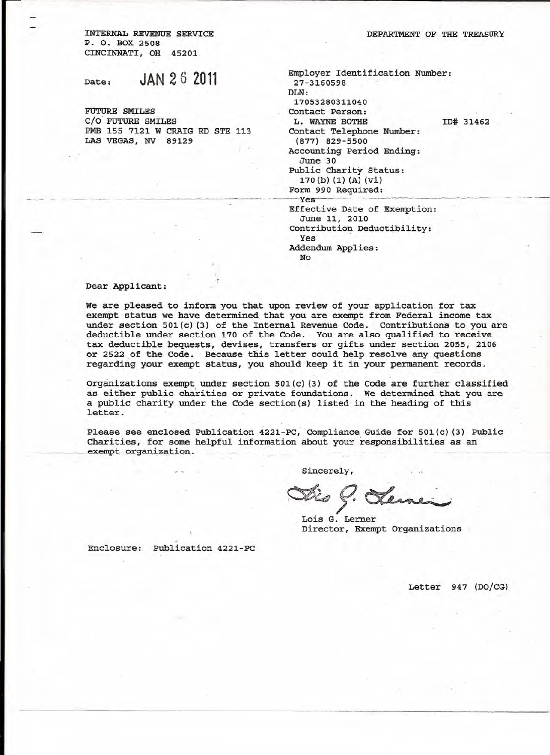INTERNAL REVENUE SERVICE
P. O. BOX 2508
CINCINNATI, OH 45201

DEPARTMENT OF THE TREASURY

Date: JAN 26 2011

FUTURE SMILES
C/O FUTURE SMILES
PMB 155 7121 W CRAIG RD STE 113
LAS VEGAS, NV 89129

Employer Identification Number:
27-3160598
DLN:
17053280311040
Contact Person:
L. WAYNE BOTHE ID# 31462
Contact Telephone Number:
(877) 829-5500
Accounting Period Ending:
June 30
Public Charity Status:
170(b)(1)(A)(vi)
Form 990 Required:
Yes
Effective Date of Exemption:
June 11, 2010
Contribution Deductibility:
Yes
Addendum Applies:
No

Dear Applicant:

We are pleased to inform you that upon review of your application for tax exempt status we have determined that you are exempt from Federal income tax under section 501(c)(3) of the Internal Revenue Code. Contributions to you are deductible under section 170 of the Code. You are also qualified to receive tax deductible bequests, devises, transfers or gifts under section 2055, 2106 or 2522 of the Code. Because this letter could help resolve any questions regarding your exempt status, you should keep it in your permanent records.

Organizations exempt under section 501(c)(3) of the Code are further classified as either public charities or private foundations. We determined that you are a public charity under the Code section(s) listed in the heading of this letter.

Please see enclosed Publication 4221-PC, Compliance Guide for 501(c)(3) Public Charities, for some helpful information about your responsibilities as an exempt organization.

Sincerely,

Lois G. Lerner
Director, Exempt Organizations

Enclosure: Publication 4221-PC

Letter 947 (DO/CG)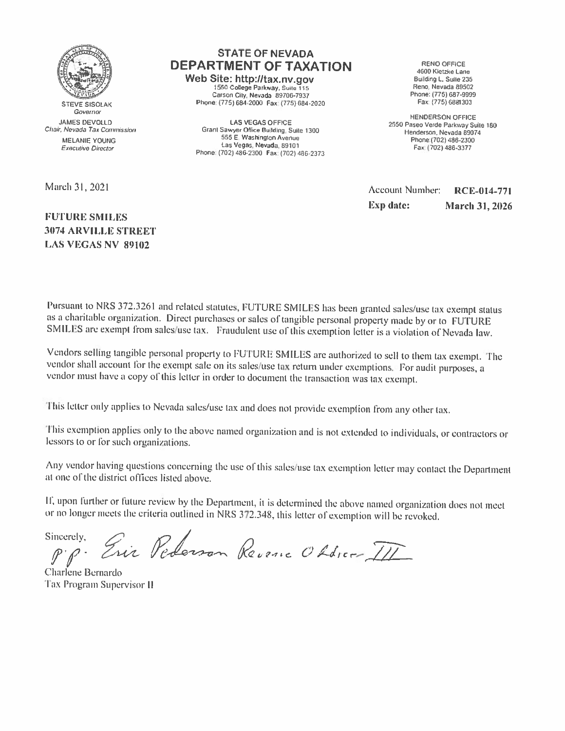STEVE SISOLAK
*Governor*

JAMES DEVOLLD
*Chair, Nevada Tax Commission*

MELANIE YOUNG
*Executive Director*

# STATE OF NEVADA
## DEPARTMENT OF TAXATION

**Web Site: http://tax.nv.gov**
1550 College Parkway, Suite 115
Carson City, Nevada 89706-7937
Phone: (775) 684-2000 Fax: (775) 684-2020

LAS VEGAS OFFICE
Grant Sawyer Office Building, Suite 1300
555 E. Washington Avenue
Las Vegas, Nevada, 89101
Phone: (702) 486-2300 Fax: (702) 486-2373

RENO OFFICE
4600 Kietzke Lane
Building L, Suite 235
Reno, Nevada 89502
Phone: (775) 687-9999
Fax: (775) 6881303

HENDERSON OFFICE
2550 Paseo Verde Parkway Suite 180
Henderson, Nevada 89074
Phone: (702) 486-2300
Fax: (702) 486-3377

March 31, 2021

Account Number: **RCE-014-771**
**Exp date: March 31, 2026**

**FUTURE SMILES**
**3074 ARVILLE STREET**
**LAS VEGAS NV 89102**

Pursuant to NRS 372.3261 and related statutes, FUTURE SMILES has been granted sales/use tax exempt status as a charitable organization. Direct purchases or sales of tangible personal property made by or to FUTURE SMILES are exempt from sales/use tax. Fraudulent use of this exemption letter is a violation of Nevada law.

Vendors selling tangible personal property to FUTURE SMILES are authorized to sell to them tax exempt. The vendor shall account for the exempt sale on its sales/use tax return under exemptions. For audit purposes, a vendor must have a copy of this letter in order to document the transaction was tax exempt.

This letter only applies to Nevada sales/use tax and does not provide exemption from any other tax.

This exemption applies only to the above named organization and is not extended to individuals, or contractors or lessors to or for such organizations.

Any vendor having questions concerning the use of this sales/use tax exemption letter may contact the Department at one of the district offices listed above.

If, upon further or future review by the Department, it is determined the above named organization does not meet or no longer meets the criteria outlined in NRS 372.348, this letter of exemption will be revoked.

Sincerely,
p.p. Eric Pederson Revenue Officer III

Charlene Bernardo
Tax Program Supervisor II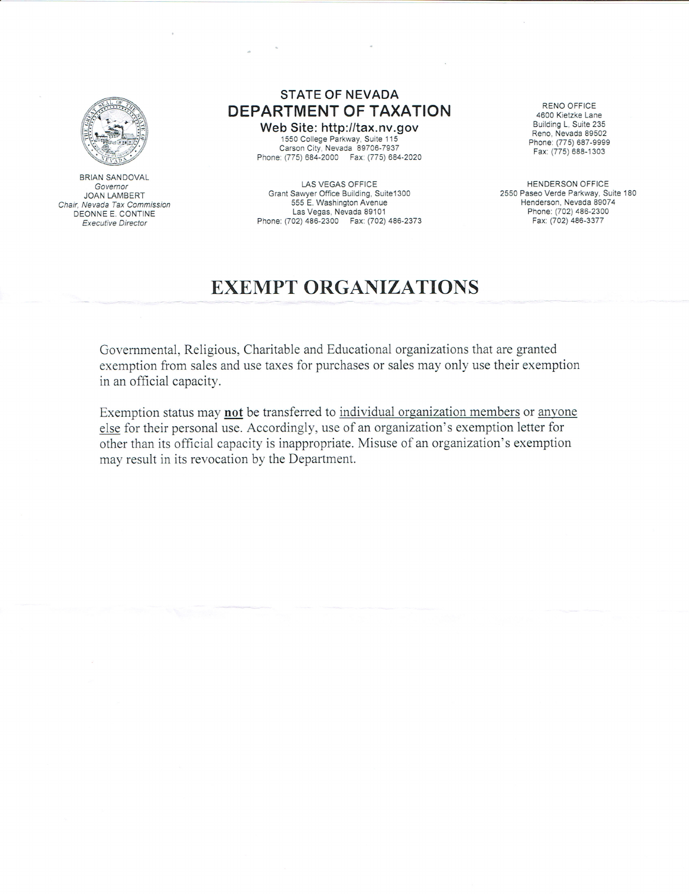BRIAN SANDOVAL
*Governor*
JOAN LAMBERT
*Chair, Nevada Tax Commission*
DEONNE E. CONTINE
*Executive Director*

**STATE OF NEVADA**
**DEPARTMENT OF TAXATION**
**Web Site: http://tax.nv.gov**
1550 College Parkway, Suite 115
Carson City, Nevada 89706-7937
Phone: (775) 684-2000 Fax: (775) 684-2020

RENO OFFICE
4600 Kietzke Lane
Building L, Suite 235
Reno, Nevada 89502
Phone: (775) 687-9999
Fax: (775) 688-1303

LAS VEGAS OFFICE
Grant Sawyer Office Building, Suite1300
555 E. Washington Avenue
Las Vegas, Nevada 89101
Phone: (702) 486-2300 Fax: (702) 486-2373

HENDERSON OFFICE
2550 Paseo Verde Parkway, Suite 180
Henderson, Nevada 89074
Phone: (702) 486-2300
Fax: (702) 486-3377

# EXEMPT ORGANIZATIONS

Governmental, Religious, Charitable and Educational organizations that are granted exemption from sales and use taxes for purchases or sales may only use their exemption in an official capacity.

Exemption status may **not** be transferred to individual organization members or anyone else for their personal use. Accordingly, use of an organization's exemption letter for other than its official capacity is inappropriate. Misuse of an organization's exemption may result in its revocation by the Department.